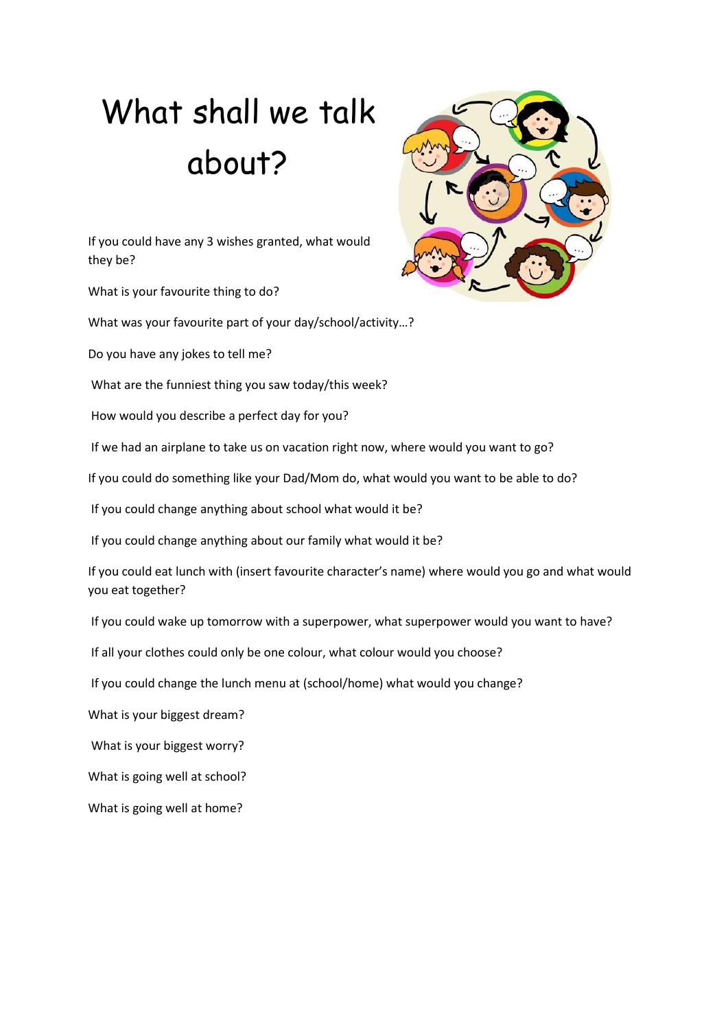# What shall we talk about?

If you could have any 3 wishes granted, what would they be?

What is your favourite thing to do?

What was your favourite part of your day/school/activity…?

Do you have any jokes to tell me?

What are the funniest thing you saw today/this week?

How would you describe a perfect day for you?

If we had an airplane to take us on vacation right now, where would you want to go?

If you could do something like your Dad/Mom do, what would you want to be able to do?

If you could change anything about school what would it be?

If you could change anything about our family what would it be?

If you could eat lunch with (insert favourite character's name) where would you go and what would you eat together?

If you could wake up tomorrow with a superpower, what superpower would you want to have?

If all your clothes could only be one colour, what colour would you choose?

If you could change the lunch menu at (school/home) what would you change?

What is your biggest dream?

What is your biggest worry?

What is going well at school?

What is going well at home?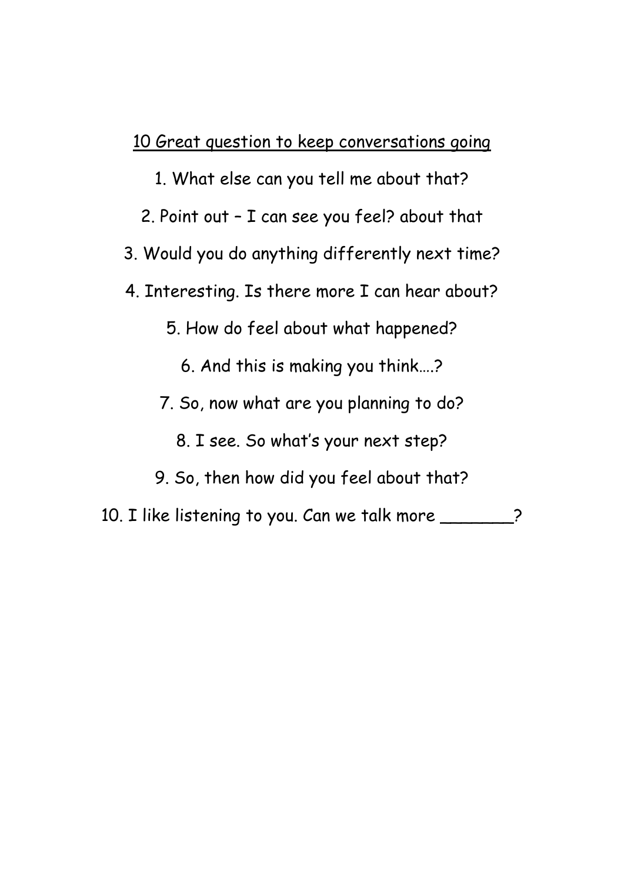<u>10 Great question to keep conversations going</u>

1. What else can you tell me about that?
2. Point out – I can see you feel? about that
3. Would you do anything differently next time?
4. Interesting. Is there more I can hear about?
5. How do feel about what happened?
6. And this is making you think….?
7. So, now what are you planning to do?
8. I see. So what's your next step?
9. So, then how did you feel about that?
10. I like listening to you. Can we talk more _______?